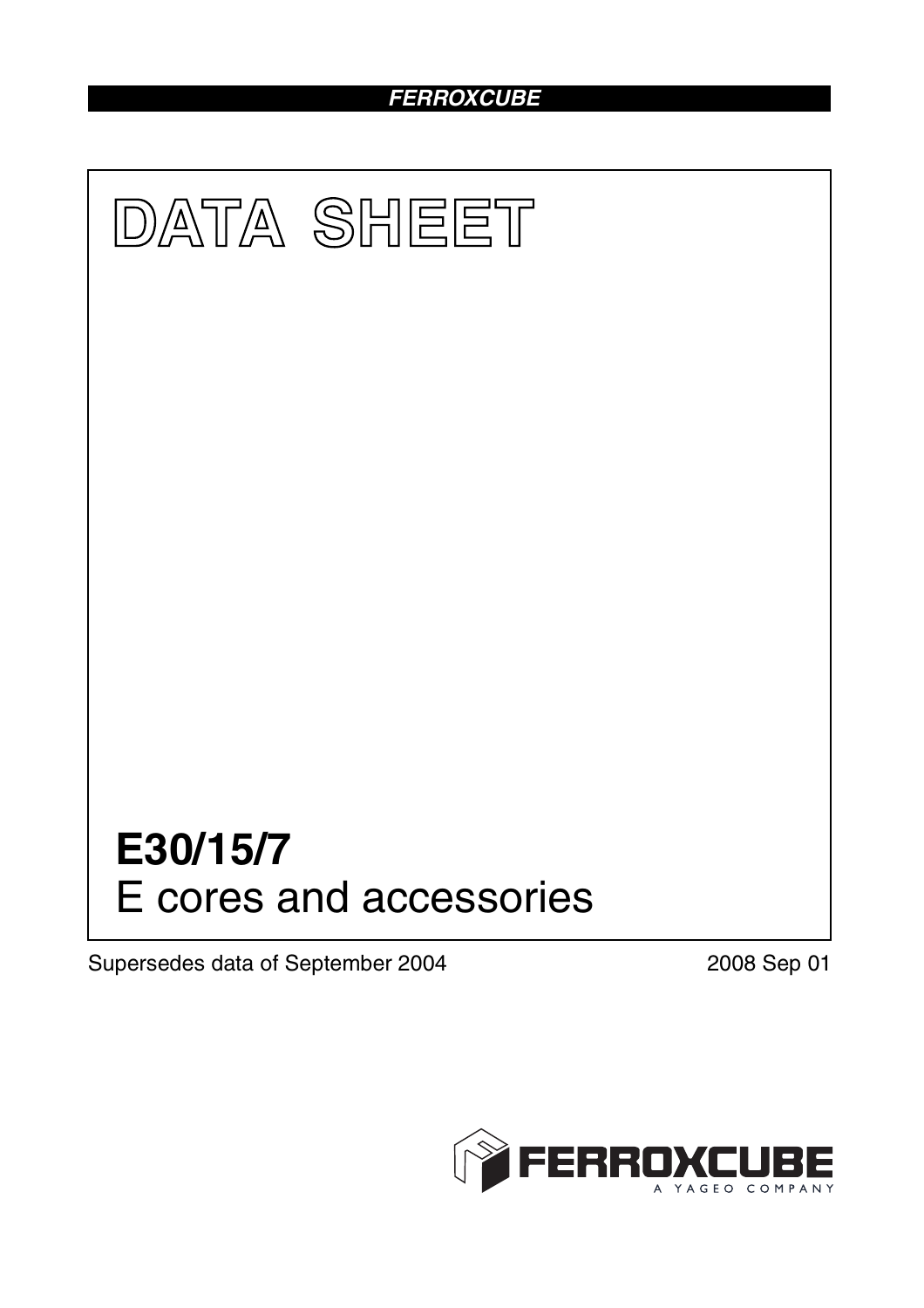# DATA SHEET

# E30/15/7
## E cores and accessories

Supersedes data of September 2004

2008 Sep 01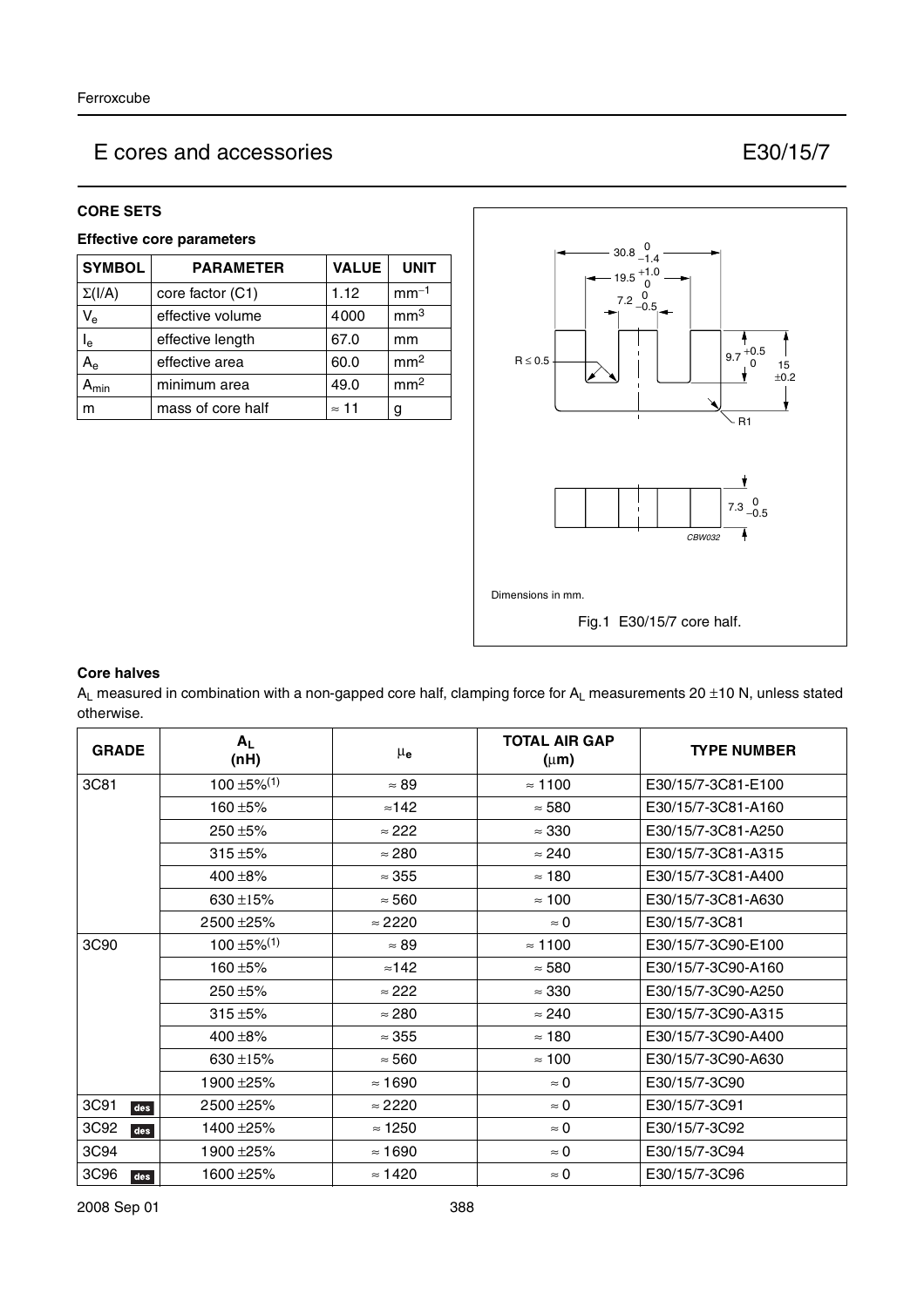# E cores and accessories

## E30/15/7

### CORE SETS

#### Effective core parameters

| SYMBOL | PARAMETER | VALUE | UNIT |
|---|---|---|---|
| $\Sigma(I/A)$ | core factor (C1) | 1.12 | $mm^{-1}$ |
| $V_e$ | effective volume | 4000 | $mm^3$ |
| $l_e$ | effective length | 67.0 | mm |
| $A_e$ | effective area | 60.0 | $mm^2$ |
| $A_{min}$ | minimum area | 49.0 | $mm^2$ |
| m | mass of core half | ≈ 11 | g |

Dimensions in mm.

Fig.1 E30/15/7 core half.

#### Core halves

$A_L$ measured in combination with a non-gapped core half, clamping force for $A_L$ measurements 20 ±10 N, unless stated otherwise.

| GRADE | $A_L$ (nH) | $\mu_e$ | TOTAL AIR GAP (μm) | TYPE NUMBER |
|---|---|---|---|---|
| 3C81 | 100 ±5%[(1)] | ≈ 89 | ≈ 1100 | E30/15/7-3C81-E100 |
| | 160 ±5% | ≈142 | ≈ 580 | E30/15/7-3C81-A160 |
| | 250 ±5% | ≈ 222 | ≈ 330 | E30/15/7-3C81-A250 |
| | 315 ±5% | ≈ 280 | ≈ 240 | E30/15/7-3C81-A315 |
| | 400 ±8% | ≈ 355 | ≈ 180 | E30/15/7-3C81-A400 |
| | 630 ±15% | ≈ 560 | ≈ 100 | E30/15/7-3C81-A630 |
| | 2500 ±25% | ≈ 2220 | ≈ 0 | E30/15/7-3C81 |
| 3C90 | 100 ±5%[(1)] | ≈ 89 | ≈ 1100 | E30/15/7-3C90-E100 |
| | 160 ±5% | ≈142 | ≈ 580 | E30/15/7-3C90-A160 |
| | 250 ±5% | ≈ 222 | ≈ 330 | E30/15/7-3C90-A250 |
| | 315 ±5% | ≈ 280 | ≈ 240 | E30/15/7-3C90-A315 |
| | 400 ±8% | ≈ 355 | ≈ 180 | E30/15/7-3C90-A400 |
| | 630 ±15% | ≈ 560 | ≈ 100 | E30/15/7-3C90-A630 |
| | 1900 ±25% | ≈ 1690 | ≈ 0 | E30/15/7-3C90 |
| 3C91 des | 2500 ±25% | ≈ 2220 | ≈ 0 | E30/15/7-3C91 |
| 3C92 des | 1400 ±25% | ≈ 1250 | ≈ 0 | E30/15/7-3C92 |
| 3C94 | 1900 ±25% | ≈ 1690 | ≈ 0 | E30/15/7-3C94 |
| 3C96 des | 1600 ±25% | ≈ 1420 | ≈ 0 | E30/15/7-3C96 |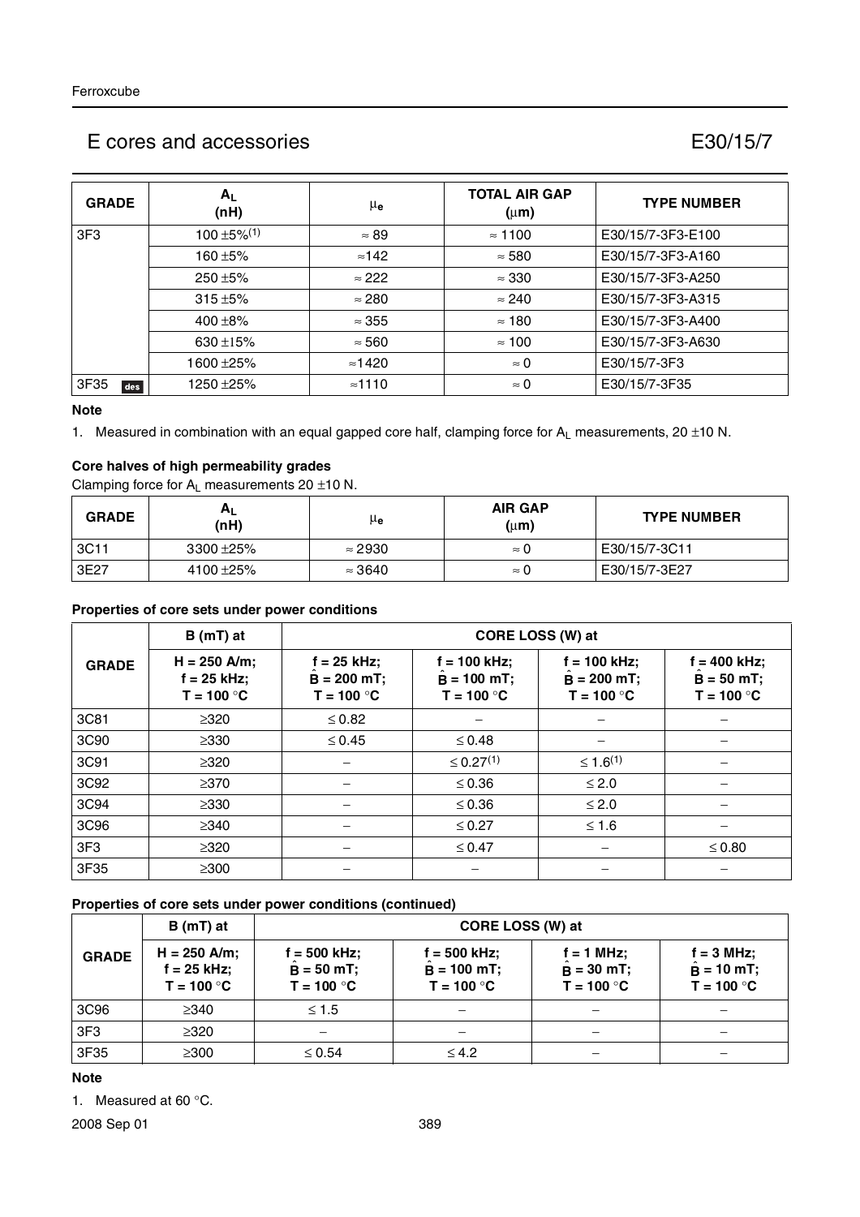# E cores and accessories — E30/15/7

| GRADE | $A_L$ (nH) | $\mu_e$ | TOTAL AIR GAP (μm) | TYPE NUMBER |
|---|---|---|---|---|
| 3F3 | 100 ±5%(1) | ≈ 89 | ≈ 1100 | E30/15/7-3F3-E100 |
| | 160 ±5% | ≈142 | ≈ 580 | E30/15/7-3F3-A160 |
| | 250 ±5% | ≈ 222 | ≈ 330 | E30/15/7-3F3-A250 |
| | 315 ±5% | ≈ 280 | ≈ 240 | E30/15/7-3F3-A315 |
| | 400 ±8% | ≈ 355 | ≈ 180 | E30/15/7-3F3-A400 |
| | 630 ±15% | ≈ 560 | ≈ 100 | E30/15/7-3F3-A630 |
| | 1600 ±25% | ≈1420 | ≈ 0 | E30/15/7-3F3 |
| 3F35 des | 1250 ±25% | ≈1110 | ≈ 0 | E30/15/7-3F35 |

**Note**

1. Measured in combination with an equal gapped core half, clamping force for $A_L$ measurements, 20 ±10 N.

### Core halves of high permeability grades

Clamping force for $A_L$ measurements 20 ±10 N.

| GRADE | $A_L$ (nH) | $\mu_e$ | AIR GAP (μm) | TYPE NUMBER |
|---|---|---|---|---|
| 3C11 | 3300 ±25% | ≈ 2930 | ≈ 0 | E30/15/7-3C11 |
| 3E27 | 4100 ±25% | ≈ 3640 | ≈ 0 | E30/15/7-3E27 |

### Properties of core sets under power conditions

| GRADE | B (mT) at | CORE LOSS (W) at | | | |
|---|---|---|---|---|---|
| | H = 250 A/m; f = 25 kHz; T = 100 °C | f = 25 kHz; $\hat{B}$ = 200 mT; T = 100 °C | f = 100 kHz; $\hat{B}$ = 100 mT; T = 100 °C | f = 100 kHz; $\hat{B}$ = 200 mT; T = 100 °C | f = 400 kHz; $\hat{B}$ = 50 mT; T = 100 °C |
| 3C81 | ≥320 | ≤ 0.82 | − | − | − |
| 3C90 | ≥330 | ≤ 0.45 | ≤ 0.48 | − | − |
| 3C91 | ≥320 | − | ≤ 0.27(1) | ≤ 1.6(1) | − |
| 3C92 | ≥370 | − | ≤ 0.36 | ≤ 2.0 | − |
| 3C94 | ≥330 | − | ≤ 0.36 | ≤ 2.0 | − |
| 3C96 | ≥340 | − | ≤ 0.27 | ≤ 1.6 | − |
| 3F3 | ≥320 | − | ≤ 0.47 | − | ≤ 0.80 |
| 3F35 | ≥300 | − | − | − | − |

### Properties of core sets under power conditions (continued)

| GRADE | B (mT) at | CORE LOSS (W) at | | | |
|---|---|---|---|---|---|
| | H = 250 A/m; f = 25 kHz; T = 100 °C | f = 500 kHz; $\hat{B}$ = 50 mT; T = 100 °C | f = 500 kHz; $\hat{B}$ = 100 mT; T = 100 °C | f = 1 MHz; $\hat{B}$ = 30 mT; T = 100 °C | f = 3 MHz; $\hat{B}$ = 10 mT; T = 100 °C |
| 3C96 | ≥340 | ≤ 1.5 | − | − | − |
| 3F3 | ≥320 | − | − | − | − |
| 3F35 | ≥300 | ≤ 0.54 | ≤ 4.2 | − | − |

**Note**

1. Measured at 60 °C.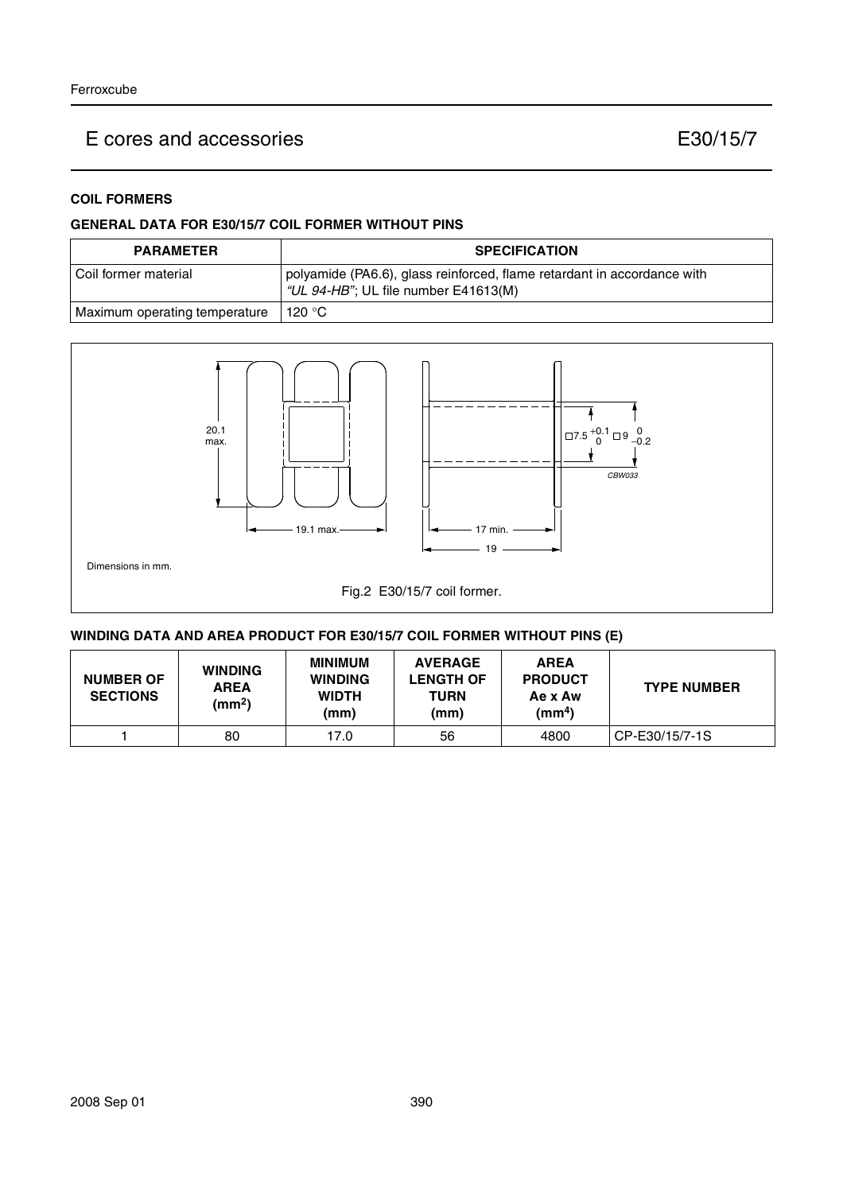# E cores and accessories E30/15/7

## COIL FORMERS

### GENERAL DATA FOR E30/15/7 COIL FORMER WITHOUT PINS

| PARAMETER | SPECIFICATION |
|---|---|
| Coil former material | polyamide (PA6.6), glass reinforced, flame retardant in accordance with *"UL 94-HB"*; UL file number E41613(M) |
| Maximum operating temperature | 120 °C |

Dimensions in mm.

Fig.2 E30/15/7 coil former.

### WINDING DATA AND AREA PRODUCT FOR E30/15/7 COIL FORMER WITHOUT PINS (E)

| NUMBER OF SECTIONS | WINDING AREA ($mm^2$) | MINIMUM WINDING WIDTH (mm) | AVERAGE LENGTH OF TURN (mm) | AREA PRODUCT Ae x Aw ($mm^4$) | TYPE NUMBER |
|---|---|---|---|---|---|
| 1 | 80 | 17.0 | 56 | 4800 | CP-E30/15/7-1S |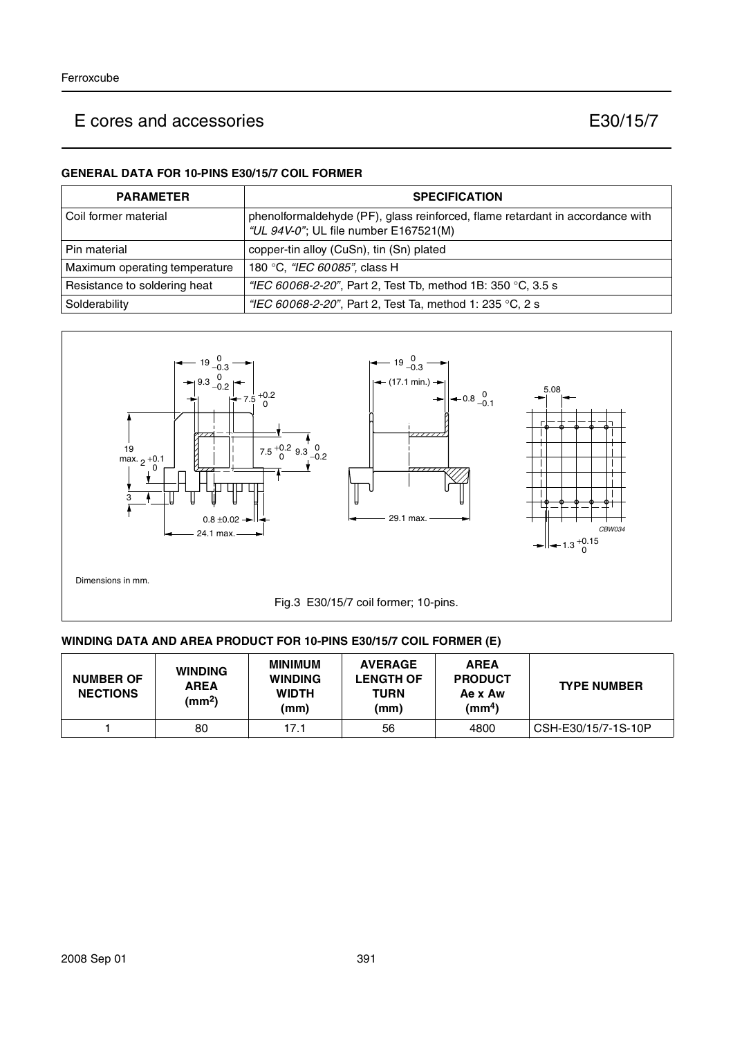# E cores and accessories E30/15/7

### GENERAL DATA FOR 10-PINS E30/15/7 COIL FORMER

| PARAMETER | SPECIFICATION |
| --- | --- |
| Coil former material | phenolformaldehyde (PF), glass reinforced, flame retardant in accordance with *"UL 94V-0"*; UL file number E167521(M) |
| Pin material | copper-tin alloy (CuSn), tin (Sn) plated |
| Maximum operating temperature | 180 °C, *"IEC 60085"*, class H |
| Resistance to soldering heat | *"IEC 60068-2-20"*, Part 2, Test Tb, method 1B: 350 °C, 3.5 s |
| Solderability | *"IEC 60068-2-20"*, Part 2, Test Ta, method 1: 235 °C, 2 s |

Dimensions in mm.

Fig.3 E30/15/7 coil former; 10-pins.

### WINDING DATA AND AREA PRODUCT FOR 10-PINS E30/15/7 COIL FORMER (E)

| NUMBER OF NECTIONS | WINDING AREA ($mm^2$) | MINIMUM WINDING WIDTH (mm) | AVERAGE LENGTH OF TURN (mm) | AREA PRODUCT Ae x Aw ($mm^4$) | TYPE NUMBER |
| --- | --- | --- | --- | --- | --- |
| 1 | 80 | 17.1 | 56 | 4800 | CSH-E30/15/7-1S-10P |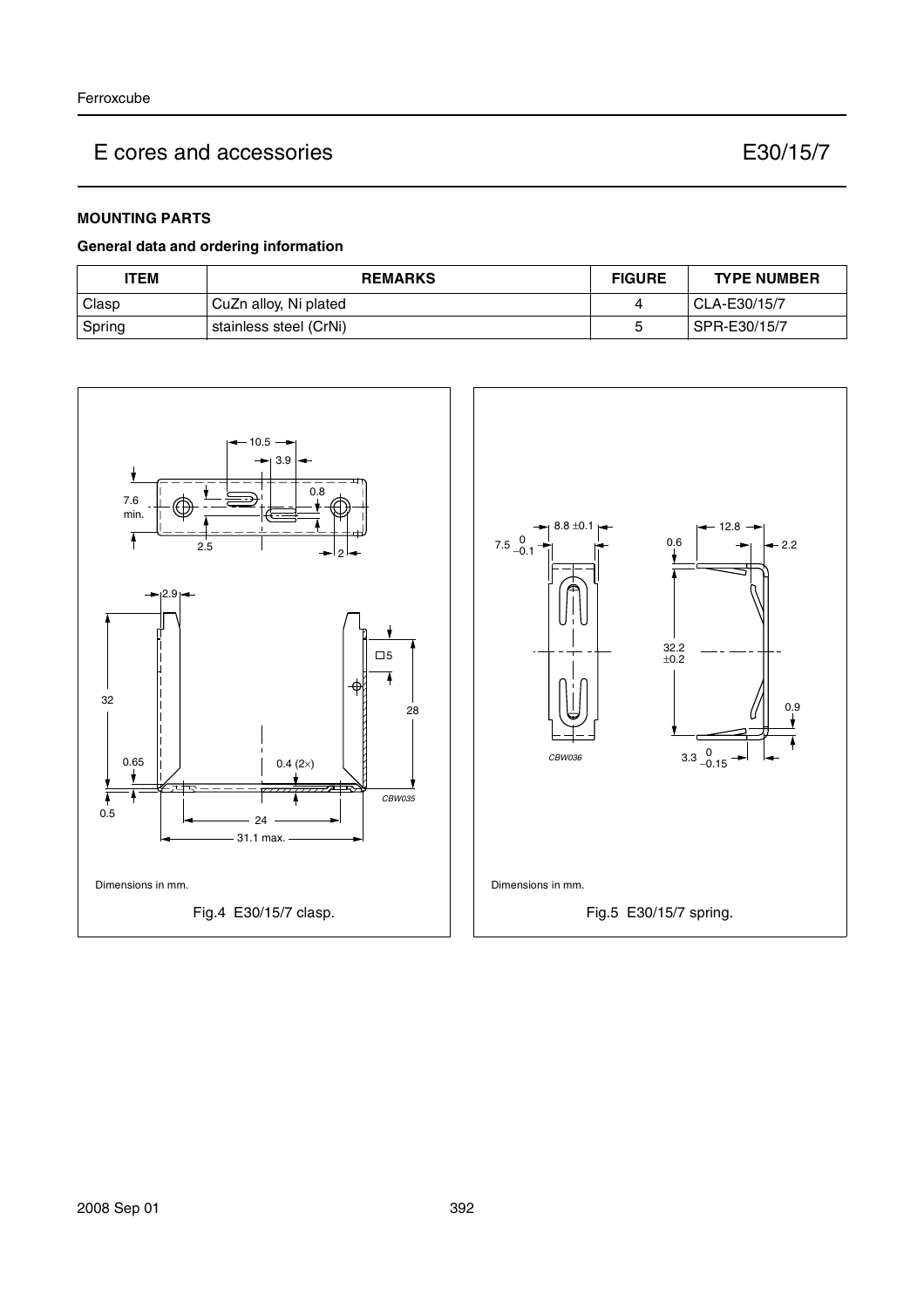# E cores and accessories E30/15/7

## MOUNTING PARTS

### General data and ordering information

| ITEM | REMARKS | FIGURE | TYPE NUMBER |
|---|---|---|---|
| Clasp | CuZn alloy, Ni plated | 4 | CLA-E30/15/7 |
| Spring | stainless steel (CrNi) | 5 | SPR-E30/15/7 |

Dimensions in mm.

Fig.4 E30/15/7 clasp.

Dimensions in mm.

Fig.5 E30/15/7 spring.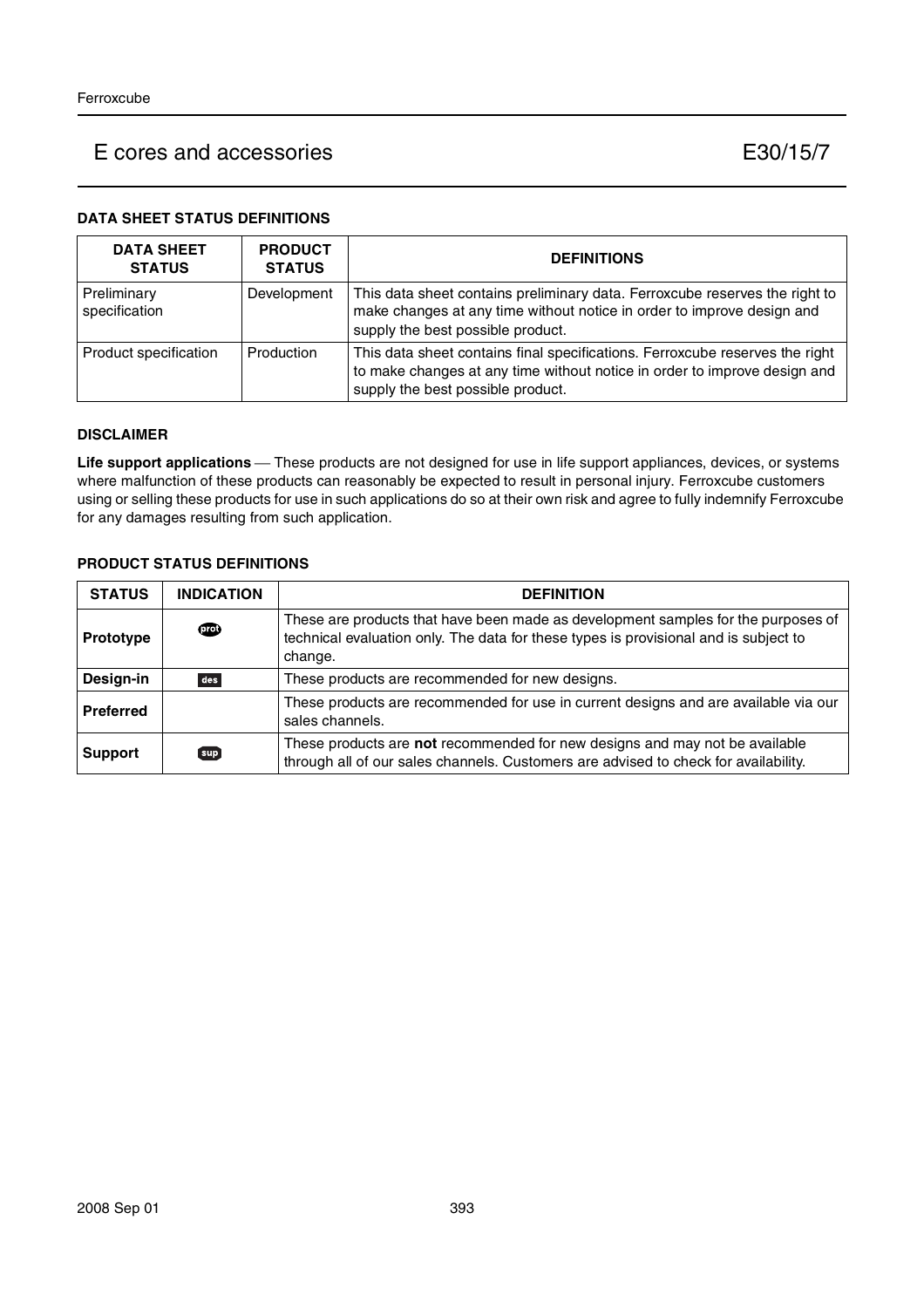## DATA SHEET STATUS DEFINITIONS

| DATA SHEET STATUS | PRODUCT STATUS | DEFINITIONS |
|---|---|---|
| Preliminary specification | Development | This data sheet contains preliminary data. Ferroxcube reserves the right to make changes at any time without notice in order to improve design and supply the best possible product. |
| Product specification | Production | This data sheet contains final specifications. Ferroxcube reserves the right to make changes at any time without notice in order to improve design and supply the best possible product. |

## DISCLAIMER

**Life support applications** — These products are not designed for use in life support appliances, devices, or systems where malfunction of these products can reasonably be expected to result in personal injury. Ferroxcube customers using or selling these products for use in such applications do so at their own risk and agree to fully indemnify Ferroxcube for any damages resulting from such application.

## PRODUCT STATUS DEFINITIONS

| STATUS | INDICATION | DEFINITION |
|---|---|---|
| **Prototype** | prot | These are products that have been made as development samples for the purposes of technical evaluation only. The data for these types is provisional and is subject to change. |
| **Design-in** | des | These products are recommended for new designs. |
| **Preferred** | | These products are recommended for use in current designs and are available via our sales channels. |
| **Support** | sup | These products are **not** recommended for new designs and may not be available through all of our sales channels. Customers are advised to check for availability. |